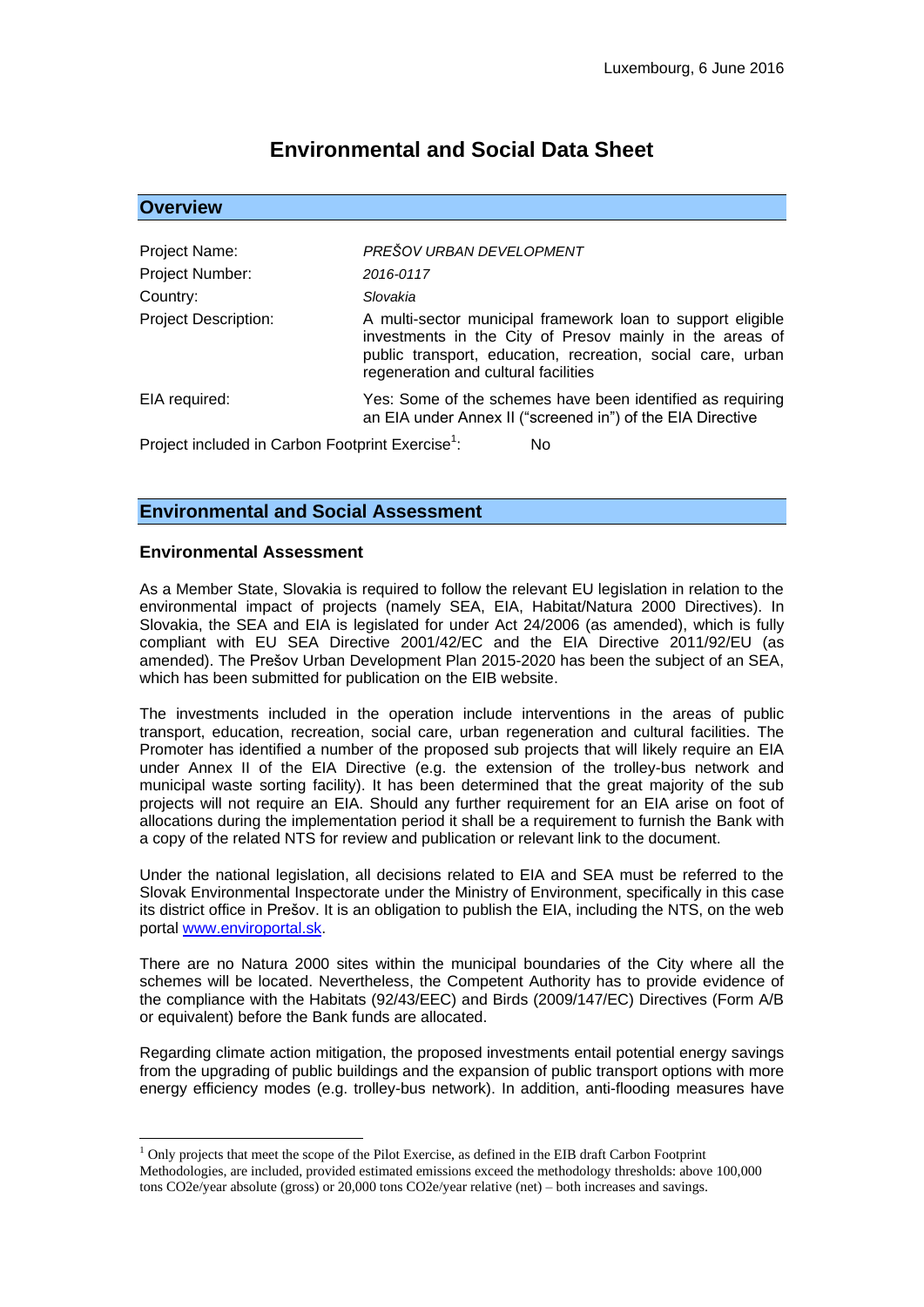Luxembourg, 6 June 2016

# Environmental and Social Data Sheet

## Overview

| | |
|---|---|
| Project Name: | *PREŠOV URBAN DEVELOPMENT* |
| Project Number: | *2016-0117* |
| Country: | *Slovakia* |
| Project Description: | A multi-sector municipal framework loan to support eligible investments in the City of Presov mainly in the areas of public transport, education, recreation, social care, urban regeneration and cultural facilities |
| EIA required: | Yes: Some of the schemes have been identified as requiring an EIA under Annex II ("screened in") of the EIA Directive |

Project included in Carbon Footprint Exercise[1]: No

## Environmental and Social Assessment

### Environmental Assessment

As a Member State, Slovakia is required to follow the relevant EU legislation in relation to the environmental impact of projects (namely SEA, EIA, Habitat/Natura 2000 Directives). In Slovakia, the SEA and EIA is legislated for under Act 24/2006 (as amended), which is fully compliant with EU SEA Directive 2001/42/EC and the EIA Directive 2011/92/EU (as amended). The Prešov Urban Development Plan 2015-2020 has been the subject of an SEA, which has been submitted for publication on the EIB website.

The investments included in the operation include interventions in the areas of public transport, education, recreation, social care, urban regeneration and cultural facilities. The Promoter has identified a number of the proposed sub projects that will likely require an EIA under Annex II of the EIA Directive (e.g. the extension of the trolley-bus network and municipal waste sorting facility). It has been determined that the great majority of the sub projects will not require an EIA. Should any further requirement for an EIA arise on foot of allocations during the implementation period it shall be a requirement to furnish the Bank with a copy of the related NTS for review and publication or relevant link to the document.

Under the national legislation, all decisions related to EIA and SEA must be referred to the Slovak Environmental Inspectorate under the Ministry of Environment, specifically in this case its district office in Prešov. It is an obligation to publish the EIA, including the NTS, on the web portal [www.enviroportal.sk](www.enviroportal.sk).

There are no Natura 2000 sites within the municipal boundaries of the City where all the schemes will be located. Nevertheless, the Competent Authority has to provide evidence of the compliance with the Habitats (92/43/EEC) and Birds (2009/147/EC) Directives (Form A/B or equivalent) before the Bank funds are allocated.

Regarding climate action mitigation, the proposed investments entail potential energy savings from the upgrading of public buildings and the expansion of public transport options with more energy efficiency modes (e.g. trolley-bus network). In addition, anti-flooding measures have

---

[1] Only projects that meet the scope of the Pilot Exercise, as defined in the EIB draft Carbon Footprint Methodologies, are included, provided estimated emissions exceed the methodology thresholds: above 100,000 tons CO2e/year absolute (gross) or 20,000 tons CO2e/year relative (net) – both increases and savings.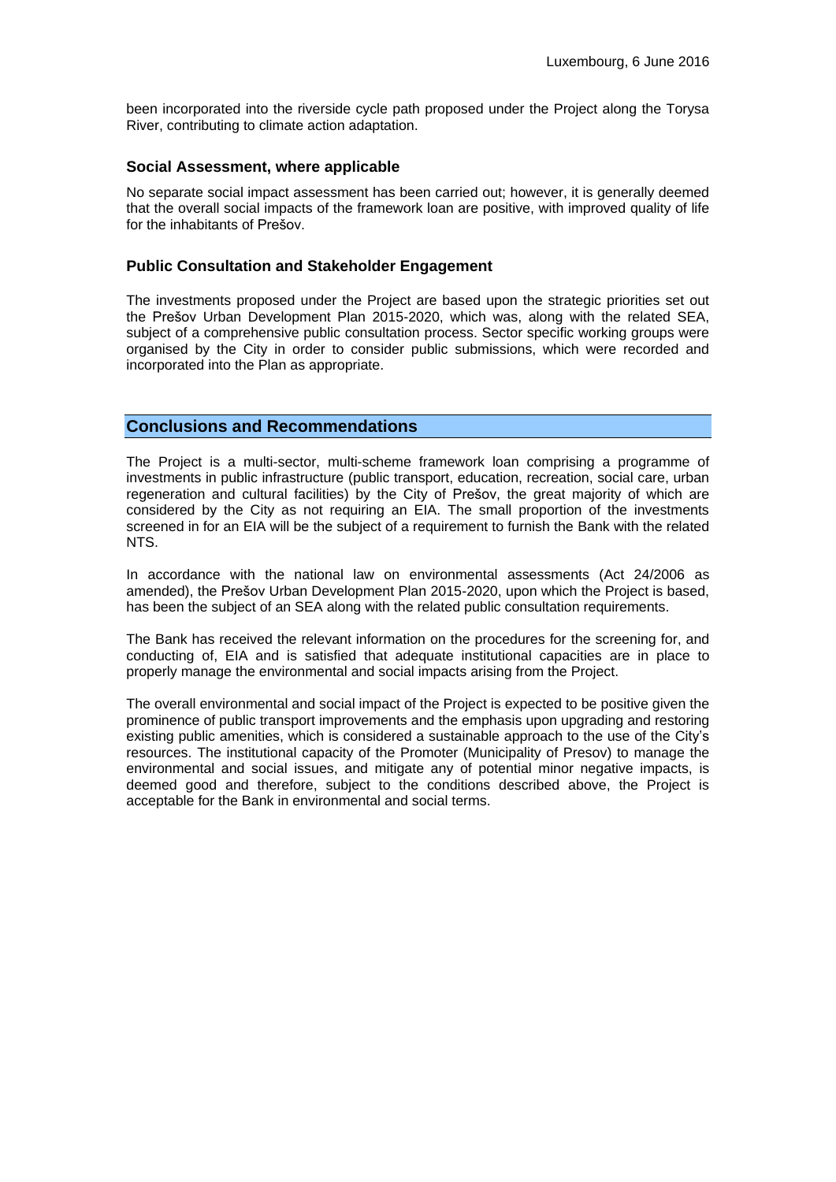Luxembourg, 6 June 2016

been incorporated into the riverside cycle path proposed under the Project along the Torysa River, contributing to climate action adaptation.

### Social Assessment, where applicable

No separate social impact assessment has been carried out; however, it is generally deemed that the overall social impacts of the framework loan are positive, with improved quality of life for the inhabitants of Prešov.

### Public Consultation and Stakeholder Engagement

The investments proposed under the Project are based upon the strategic priorities set out the Prešov Urban Development Plan 2015-2020, which was, along with the related SEA, subject of a comprehensive public consultation process. Sector specific working groups were organised by the City in order to consider public submissions, which were recorded and incorporated into the Plan as appropriate.

## Conclusions and Recommendations

The Project is a multi-sector, multi-scheme framework loan comprising a programme of investments in public infrastructure (public transport, education, recreation, social care, urban regeneration and cultural facilities) by the City of Prešov, the great majority of which are considered by the City as not requiring an EIA. The small proportion of the investments screened in for an EIA will be the subject of a requirement to furnish the Bank with the related NTS.

In accordance with the national law on environmental assessments (Act 24/2006 as amended), the Prešov Urban Development Plan 2015-2020, upon which the Project is based, has been the subject of an SEA along with the related public consultation requirements.

The Bank has received the relevant information on the procedures for the screening for, and conducting of, EIA and is satisfied that adequate institutional capacities are in place to properly manage the environmental and social impacts arising from the Project.

The overall environmental and social impact of the Project is expected to be positive given the prominence of public transport improvements and the emphasis upon upgrading and restoring existing public amenities, which is considered a sustainable approach to the use of the City's resources. The institutional capacity of the Promoter (Municipality of Presov) to manage the environmental and social issues, and mitigate any of potential minor negative impacts, is deemed good and therefore, subject to the conditions described above, the Project is acceptable for the Bank in environmental and social terms.